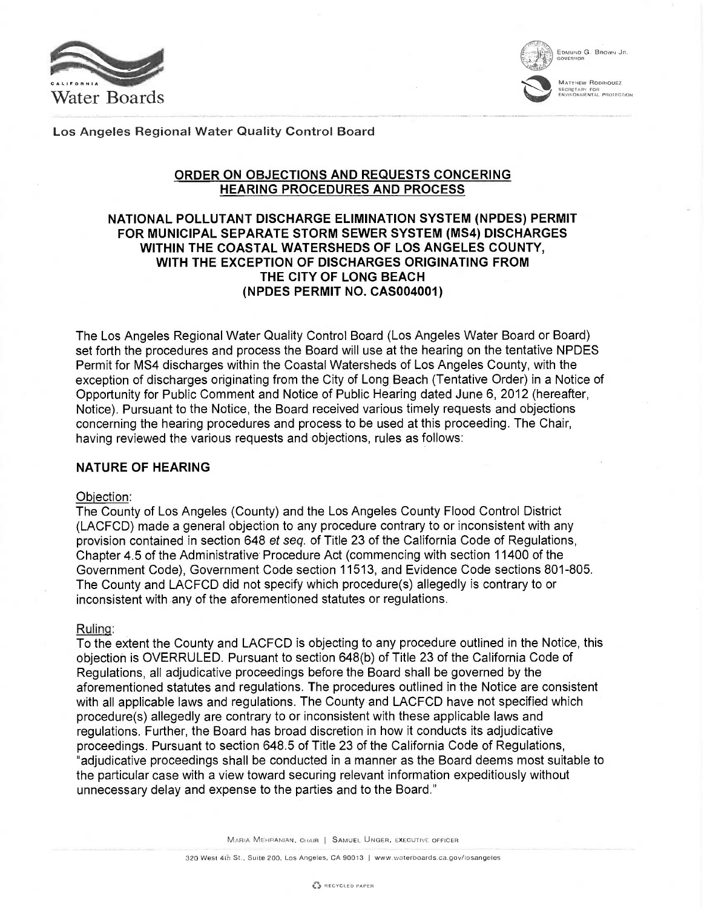Los Angeles Regional Water Quality Control Board

## ORDER ON OBJECTIONS AND REQUESTS CONCERING HEARING PROCEDURES AND PROCESS

## NATIONAL POLLUTANT DISCHARGE ELIMINATION SYSTEM (NPDES) PERMIT FOR MUNICIPAL SEPARATE STORM SEWER SYSTEM (MS4) DISCHARGES WITHIN THE COASTAL WATERSHEDS OF LOS ANGELES COUNTY, WITH THE EXCEPTION OF DISCHARGES ORIGINATING FROM THE CITY OF LONG BEACH (NPDES PERMIT NO. CAS004001)

The Los Angeles Regional Water Quality Control Board (Los Angeles Water Board or Board) set forth the procedures and process the Board will use at the hearing on the tentative NPDES Permit for MS4 discharges within the Coastal Watersheds of Los Angeles County, with the exception of discharges originating from the City of Long Beach (Tentative Order) in a Notice of Opportunity for Public Comment and Notice of Public Hearing dated June 6, 2012 (hereafter, Notice). Pursuant to the Notice, the Board received various timely requests and objections concerning the hearing procedures and process to be used at this proceeding. The Chair, having reviewed the various requests and objections, rules as follows:

### NATURE OF HEARING

Objection:
The County of Los Angeles (County) and the Los Angeles County Flood Control District (LACFCD) made a general objection to any procedure contrary to or inconsistent with any provision contained in section 648 *et seq.* of Title 23 of the California Code of Regulations, Chapter 4.5 of the Administrative Procedure Act (commencing with section 11400 of the Government Code), Government Code section 11513, and Evidence Code sections 801-805. The County and LACFCD did not specify which procedure(s) allegedly is contrary to or inconsistent with any of the aforementioned statutes or regulations.

Ruling:
To the extent the County and LACFCD is objecting to any procedure outlined in the Notice, this objection is OVERRULED. Pursuant to section 648(b) of Title 23 of the California Code of Regulations, all adjudicative proceedings before the Board shall be governed by the aforementioned statutes and regulations. The procedures outlined in the Notice are consistent with all applicable laws and regulations. The County and LACFCD have not specified which procedure(s) allegedly are contrary to or inconsistent with these applicable laws and regulations. Further, the Board has broad discretion in how it conducts its adjudicative proceedings. Pursuant to section 648.5 of Title 23 of the California Code of Regulations, "adjudicative proceedings shall be conducted in a manner as the Board deems most suitable to the particular case with a view toward securing relevant information expeditiously without unnecessary delay and expense to the parties and to the Board."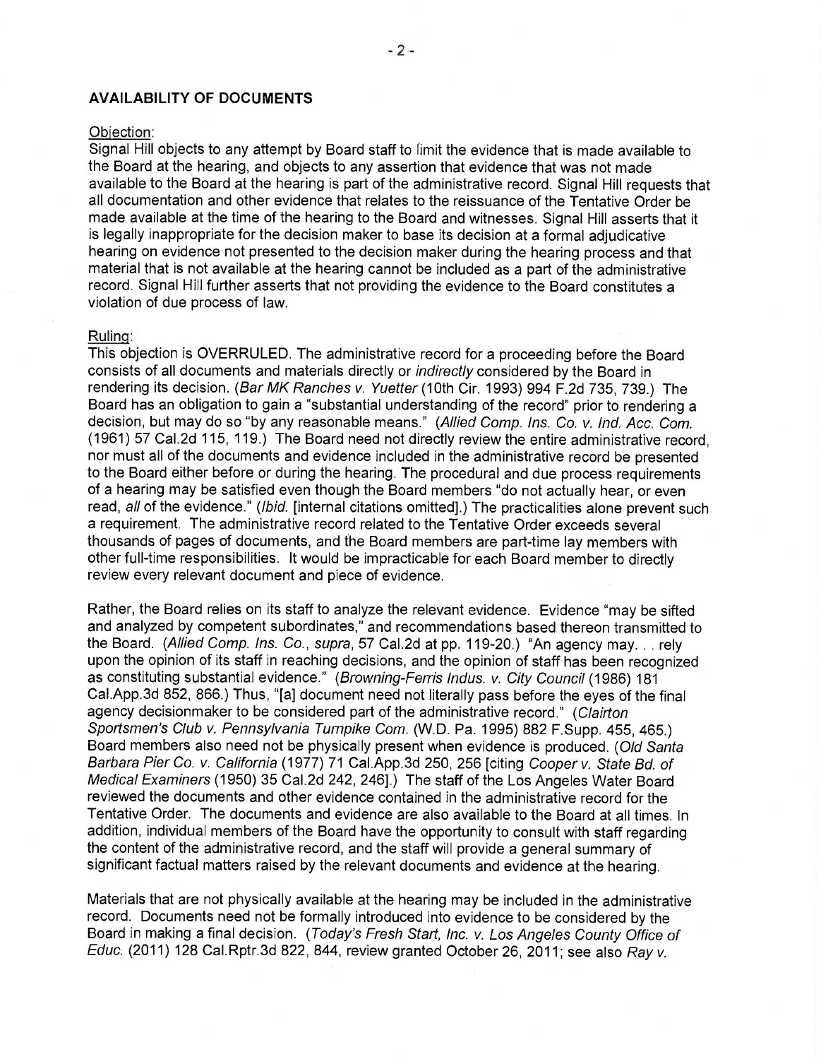## AVAILABILITY OF DOCUMENTS

Objection:

Signal Hill objects to any attempt by Board staff to limit the evidence that is made available to the Board at the hearing, and objects to any assertion that evidence that was not made available to the Board at the hearing is part of the administrative record. Signal Hill requests that all documentation and other evidence that relates to the reissuance of the Tentative Order be made available at the time of the hearing to the Board and witnesses. Signal Hill asserts that it is legally inappropriate for the decision maker to base its decision at a formal adjudicative hearing on evidence not presented to the decision maker during the hearing process and that material that is not available at the hearing cannot be included as a part of the administrative record. Signal Hill further asserts that not providing the evidence to the Board constitutes a violation of due process of law.

Ruling:

This objection is OVERRULED. The administrative record for a proceeding before the Board consists of all documents and materials directly or *indirectly* considered by the Board in rendering its decision. (*Bar MK Ranches v. Yuetter* (10th Cir. 1993) 994 F.2d 735, 739.) The Board has an obligation to gain a "substantial understanding of the record" prior to rendering a decision, but may do so "by any reasonable means." (*Allied Comp. Ins. Co. v. Ind. Acc. Com.* (1961) 57 Cal.2d 115, 119.) The Board need not directly review the entire administrative record, nor must all of the documents and evidence included in the administrative record be presented to the Board either before or during the hearing. The procedural and due process requirements of a hearing may be satisfied even though the Board members "do not actually hear, or even read, *all* of the evidence." (*Ibid.* [internal citations omitted].) The practicalities alone prevent such a requirement. The administrative record related to the Tentative Order exceeds several thousands of pages of documents, and the Board members are part-time lay members with other full-time responsibilities. It would be impracticable for each Board member to directly review every relevant document and piece of evidence.

Rather, the Board relies on its staff to analyze the relevant evidence. Evidence "may be sifted and analyzed by competent subordinates," and recommendations based thereon transmitted to the Board. (*Allied Comp. Ins. Co., supra*, 57 Cal.2d at pp. 119-20.) "An agency may. . . rely upon the opinion of its staff in reaching decisions, and the opinion of staff has been recognized as constituting substantial evidence." (*Browning-Ferris Indus. v. City Council* (1986) 181 Cal.App.3d 852, 866.) Thus, "[a] document need not literally pass before the eyes of the final agency decisionmaker to be considered part of the administrative record." (*Clairton Sportsmen's Club v. Pennsylvania Turnpike Com.* (W.D. Pa. 1995) 882 F.Supp. 455, 465.) Board members also need not be physically present when evidence is produced. (*Old Santa Barbara Pier Co. v. California* (1977) 71 Cal.App.3d 250, 256 [citing *Cooper v. State Bd. of Medical Examiners* (1950) 35 Cal.2d 242, 246].) The staff of the Los Angeles Water Board reviewed the documents and other evidence contained in the administrative record for the Tentative Order. The documents and evidence are also available to the Board at all times. In addition, individual members of the Board have the opportunity to consult with staff regarding the content of the administrative record, and the staff will provide a general summary of significant factual matters raised by the relevant documents and evidence at the hearing.

Materials that are not physically available at the hearing may be included in the administrative record. Documents need not be formally introduced into evidence to be considered by the Board in making a final decision. (*Today's Fresh Start, Inc. v. Los Angeles County Office of Educ.* (2011) 128 Cal.Rptr.3d 822, 844, review granted October 26, 2011; see also *Ray v.*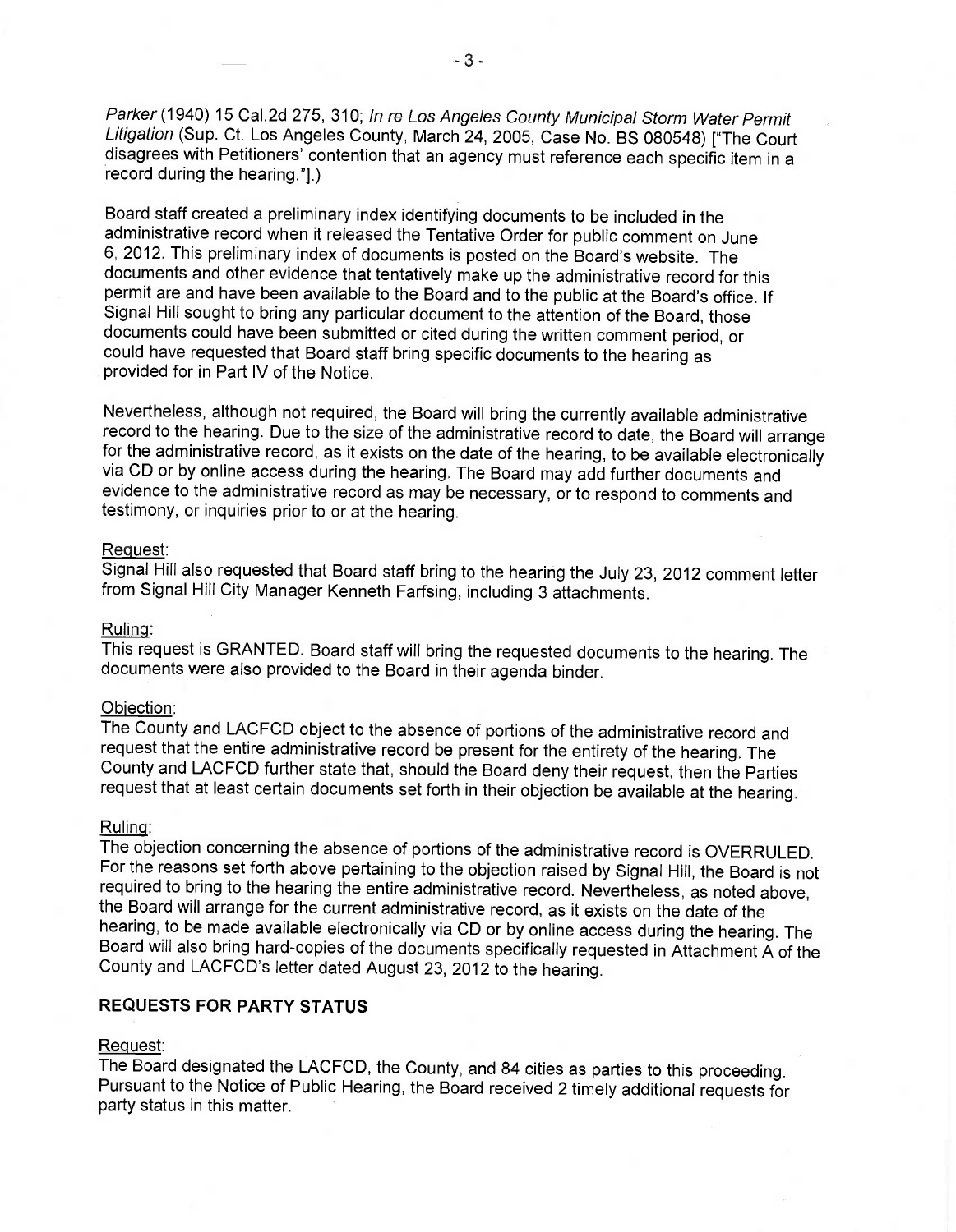*Parker* (1940) 15 Cal.2d 275, 310; *In re Los Angeles County Municipal Storm Water Permit Litigation* (Sup. Ct. Los Angeles County, March 24, 2005, Case No. BS 080548) ["The Court disagrees with Petitioners' contention that an agency must reference each specific item in a record during the hearing."].)

Board staff created a preliminary index identifying documents to be included in the administrative record when it released the Tentative Order for public comment on June 6, 2012. This preliminary index of documents is posted on the Board's website. The documents and other evidence that tentatively make up the administrative record for this permit are and have been available to the Board and to the public at the Board's office. If Signal Hill sought to bring any particular document to the attention of the Board, those documents could have been submitted or cited during the written comment period, or could have requested that Board staff bring specific documents to the hearing as provided for in Part IV of the Notice.

Nevertheless, although not required, the Board will bring the currently available administrative record to the hearing. Due to the size of the administrative record to date, the Board will arrange for the administrative record, as it exists on the date of the hearing, to be available electronically via CD or by online access during the hearing. The Board may add further documents and evidence to the administrative record as may be necessary, or to respond to comments and testimony, or inquiries prior to or at the hearing.

Request:
Signal Hill also requested that Board staff bring to the hearing the July 23, 2012 comment letter from Signal Hill City Manager Kenneth Farfsing, including 3 attachments.

Ruling:
This request is GRANTED. Board staff will bring the requested documents to the hearing. The documents were also provided to the Board in their agenda binder.

Objection:
The County and LACFCD object to the absence of portions of the administrative record and request that the entire administrative record be present for the entirety of the hearing. The County and LACFCD further state that, should the Board deny their request, then the Parties request that at least certain documents set forth in their objection be available at the hearing.

Ruling:
The objection concerning the absence of portions of the administrative record is OVERRULED. For the reasons set forth above pertaining to the objection raised by Signal Hill, the Board is not required to bring to the hearing the entire administrative record. Nevertheless, as noted above, the Board will arrange for the current administrative record, as it exists on the date of the hearing, to be made available electronically via CD or by online access during the hearing. The Board will also bring hard-copies of the documents specifically requested in Attachment A of the County and LACFCD's letter dated August 23, 2012 to the hearing.

## REQUESTS FOR PARTY STATUS

Request:
The Board designated the LACFCD, the County, and 84 cities as parties to this proceeding. Pursuant to the Notice of Public Hearing, the Board received 2 timely additional requests for party status in this matter.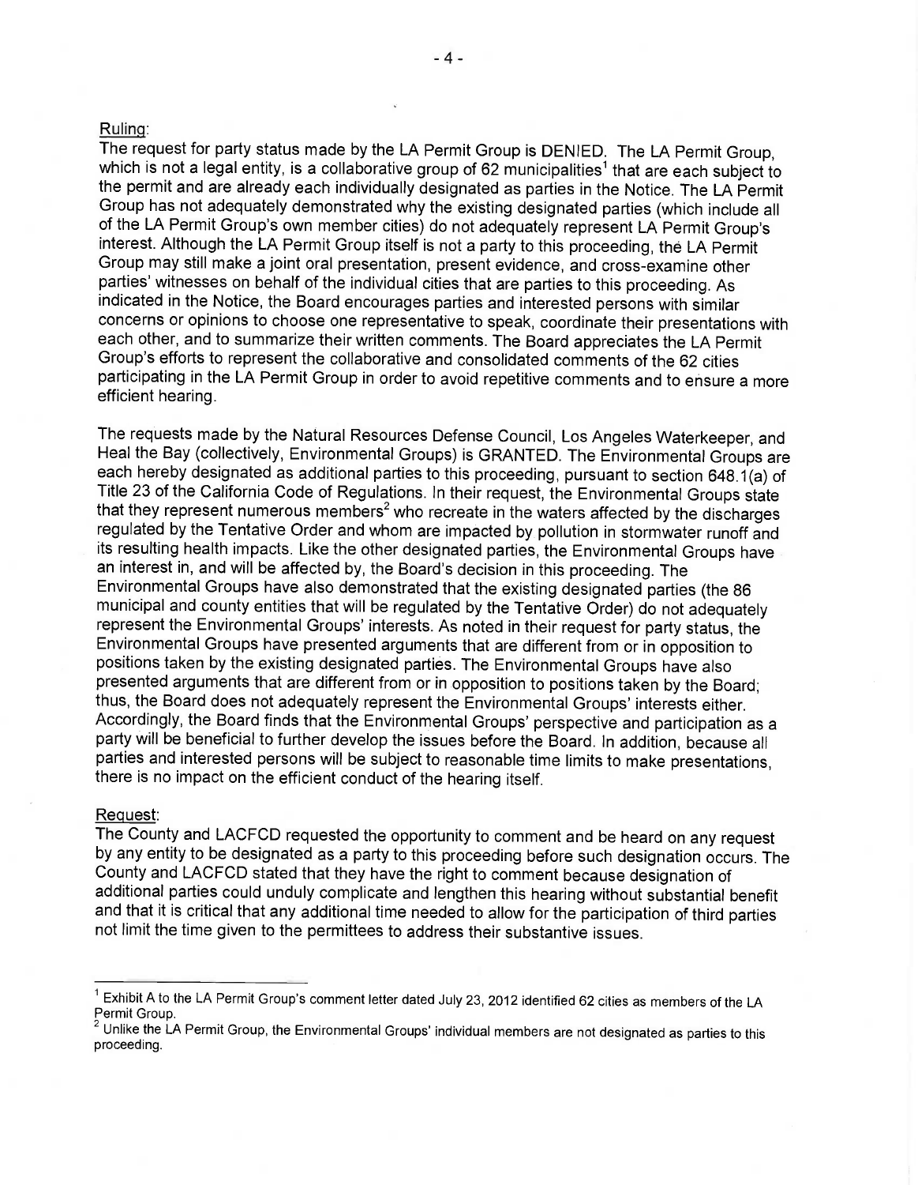Ruling:

The request for party status made by the LA Permit Group is DENIED. The LA Permit Group, which is not a legal entity, is a collaborative group of 62 municipalities[1] that are each subject to the permit and are already each individually designated as parties in the Notice. The LA Permit Group has not adequately demonstrated why the existing designated parties (which include all of the LA Permit Group's own member cities) do not adequately represent LA Permit Group's interest. Although the LA Permit Group itself is not a party to this proceeding, the LA Permit Group may still make a joint oral presentation, present evidence, and cross-examine other parties' witnesses on behalf of the individual cities that are parties to this proceeding. As indicated in the Notice, the Board encourages parties and interested persons with similar concerns or opinions to choose one representative to speak, coordinate their presentations with each other, and to summarize their written comments. The Board appreciates the LA Permit Group's efforts to represent the collaborative and consolidated comments of the 62 cities participating in the LA Permit Group in order to avoid repetitive comments and to ensure a more efficient hearing.

The requests made by the Natural Resources Defense Council, Los Angeles Waterkeeper, and Heal the Bay (collectively, Environmental Groups) is GRANTED. The Environmental Groups are each hereby designated as additional parties to this proceeding, pursuant to section 648.1(a) of Title 23 of the California Code of Regulations. In their request, the Environmental Groups state that they represent numerous members[2] who recreate in the waters affected by the discharges regulated by the Tentative Order and whom are impacted by pollution in stormwater runoff and its resulting health impacts. Like the other designated parties, the Environmental Groups have an interest in, and will be affected by, the Board's decision in this proceeding. The Environmental Groups have also demonstrated that the existing designated parties (the 86 municipal and county entities that will be regulated by the Tentative Order) do not adequately represent the Environmental Groups' interests. As noted in their request for party status, the Environmental Groups have presented arguments that are different from or in opposition to positions taken by the existing designated parties. The Environmental Groups have also presented arguments that are different from or in opposition to positions taken by the Board; thus, the Board does not adequately represent the Environmental Groups' interests either. Accordingly, the Board finds that the Environmental Groups' perspective and participation as a party will be beneficial to further develop the issues before the Board. In addition, because all parties and interested persons will be subject to reasonable time limits to make presentations, there is no impact on the efficient conduct of the hearing itself.

Request:

The County and LACFCD requested the opportunity to comment and be heard on any request by any entity to be designated as a party to this proceeding before such designation occurs. The County and LACFCD stated that they have the right to comment because designation of additional parties could unduly complicate and lengthen this hearing without substantial benefit and that it is critical that any additional time needed to allow for the participation of third parties not limit the time given to the permittees to address their substantive issues.

---

[1] Exhibit A to the LA Permit Group's comment letter dated July 23, 2012 identified 62 cities as members of the LA Permit Group.

[2] Unlike the LA Permit Group, the Environmental Groups' individual members are not designated as parties to this proceeding.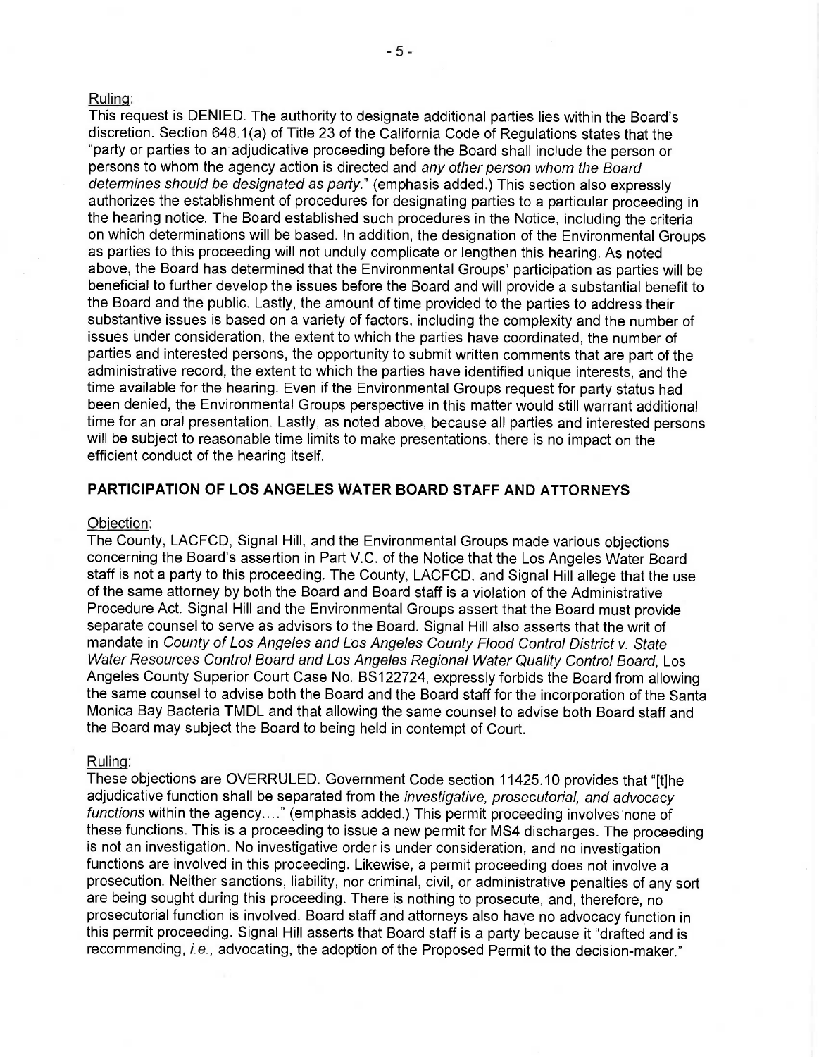Ruling:

This request is DENIED. The authority to designate additional parties lies within the Board's discretion. Section 648.1(a) of Title 23 of the California Code of Regulations states that the "party or parties to an adjudicative proceeding before the Board shall include the person or persons to whom the agency action is directed and *any other person whom the Board determines should be designated as party*." (emphasis added.) This section also expressly authorizes the establishment of procedures for designating parties to a particular proceeding in the hearing notice. The Board established such procedures in the Notice, including the criteria on which determinations will be based. In addition, the designation of the Environmental Groups as parties to this proceeding will not unduly complicate or lengthen this hearing. As noted above, the Board has determined that the Environmental Groups' participation as parties will be beneficial to further develop the issues before the Board and will provide a substantial benefit to the Board and the public. Lastly, the amount of time provided to the parties to address their substantive issues is based on a variety of factors, including the complexity and the number of issues under consideration, the extent to which the parties have coordinated, the number of parties and interested persons, the opportunity to submit written comments that are part of the administrative record, the extent to which the parties have identified unique interests, and the time available for the hearing. Even if the Environmental Groups request for party status had been denied, the Environmental Groups perspective in this matter would still warrant additional time for an oral presentation. Lastly, as noted above, because all parties and interested persons will be subject to reasonable time limits to make presentations, there is no impact on the efficient conduct of the hearing itself.

## PARTICIPATION OF LOS ANGELES WATER BOARD STAFF AND ATTORNEYS

Objection:

The County, LACFCD, Signal Hill, and the Environmental Groups made various objections concerning the Board's assertion in Part V.C. of the Notice that the Los Angeles Water Board staff is not a party to this proceeding. The County, LACFCD, and Signal Hill allege that the use of the same attorney by both the Board and Board staff is a violation of the Administrative Procedure Act. Signal Hill and the Environmental Groups assert that the Board must provide separate counsel to serve as advisors to the Board. Signal Hill also asserts that the writ of mandate in *County of Los Angeles and Los Angeles County Flood Control District v. State Water Resources Control Board and Los Angeles Regional Water Quality Control Board*, Los Angeles County Superior Court Case No. BS122724, expressly forbids the Board from allowing the same counsel to advise both the Board and the Board staff for the incorporation of the Santa Monica Bay Bacteria TMDL and that allowing the same counsel to advise both Board staff and the Board may subject the Board to being held in contempt of Court.

Ruling:

These objections are OVERRULED. Government Code section 11425.10 provides that "[t]he adjudicative function shall be separated from the *investigative, prosecutorial, and advocacy functions* within the agency…." (emphasis added.) This permit proceeding involves none of these functions. This is a proceeding to issue a new permit for MS4 discharges. The proceeding is not an investigation. No investigative order is under consideration, and no investigation functions are involved in this proceeding. Likewise, a permit proceeding does not involve a prosecution. Neither sanctions, liability, nor criminal, civil, or administrative penalties of any sort are being sought during this proceeding. There is nothing to prosecute, and, therefore, no prosecutorial function is involved. Board staff and attorneys also have no advocacy function in this permit proceeding. Signal Hill asserts that Board staff is a party because it "drafted and is recommending, *i.e.,* advocating, the adoption of the Proposed Permit to the decision-maker."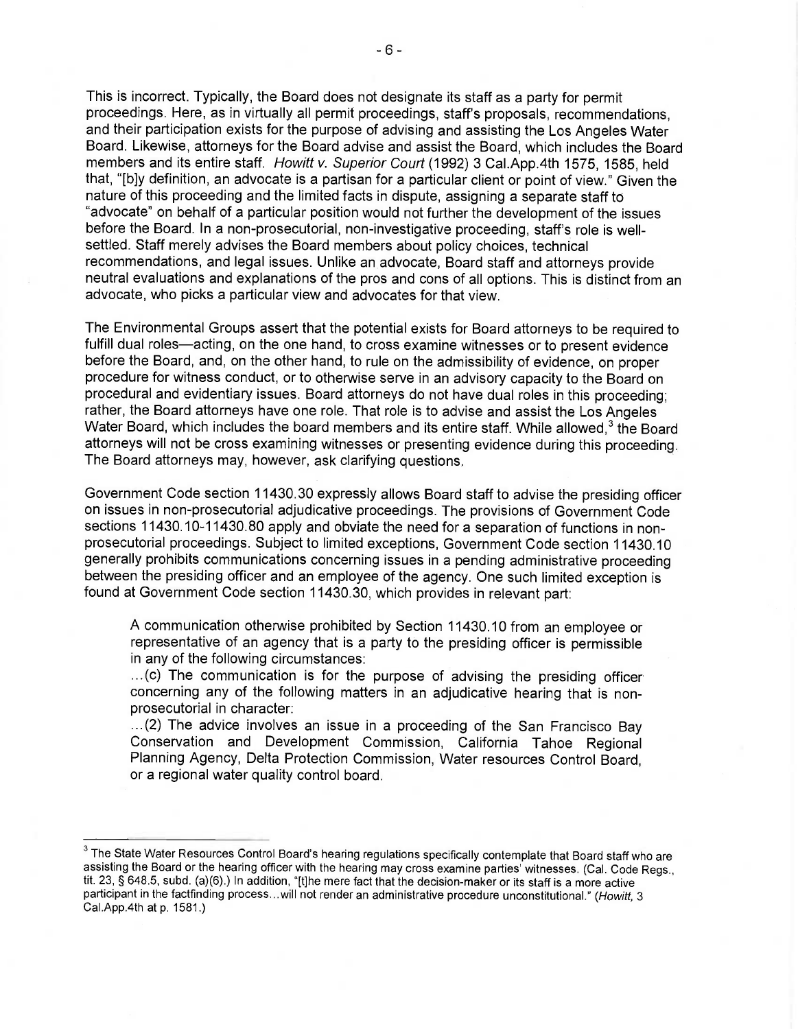This is incorrect. Typically, the Board does not designate its staff as a party for permit proceedings. Here, as in virtually all permit proceedings, staff's proposals, recommendations, and their participation exists for the purpose of advising and assisting the Los Angeles Water Board. Likewise, attorneys for the Board advise and assist the Board, which includes the Board members and its entire staff. *Howitt v. Superior Court* (1992) 3 Cal.App.4th 1575, 1585, held that, "[b]y definition, an advocate is a partisan for a particular client or point of view." Given the nature of this proceeding and the limited facts in dispute, assigning a separate staff to "advocate" on behalf of a particular position would not further the development of the issues before the Board. In a non-prosecutorial, non-investigative proceeding, staff's role is well-settled. Staff merely advises the Board members about policy choices, technical recommendations, and legal issues. Unlike an advocate, Board staff and attorneys provide neutral evaluations and explanations of the pros and cons of all options. This is distinct from an advocate, who picks a particular view and advocates for that view.

The Environmental Groups assert that the potential exists for Board attorneys to be required to fulfill dual roles—acting, on the one hand, to cross examine witnesses or to present evidence before the Board, and, on the other hand, to rule on the admissibility of evidence, on proper procedure for witness conduct, or to otherwise serve in an advisory capacity to the Board on procedural and evidentiary issues. Board attorneys do not have dual roles in this proceeding; rather, the Board attorneys have one role. That role is to advise and assist the Los Angeles Water Board, which includes the board members and its entire staff. While allowed,[3] the Board attorneys will not be cross examining witnesses or presenting evidence during this proceeding. The Board attorneys may, however, ask clarifying questions.

Government Code section 11430.30 expressly allows Board staff to advise the presiding officer on issues in non-prosecutorial adjudicative proceedings. The provisions of Government Code sections 11430.10-11430.80 apply and obviate the need for a separation of functions in non-prosecutorial proceedings. Subject to limited exceptions, Government Code section 11430.10 generally prohibits communications concerning issues in a pending administrative proceeding between the presiding officer and an employee of the agency. One such limited exception is found at Government Code section 11430.30, which provides in relevant part:

> A communication otherwise prohibited by Section 11430.10 from an employee or representative of an agency that is a party to the presiding officer is permissible in any of the following circumstances:
>
> ...(c) The communication is for the purpose of advising the presiding officer concerning any of the following matters in an adjudicative hearing that is non-prosecutorial in character:
>
> ...(2) The advice involves an issue in a proceeding of the San Francisco Bay Conservation and Development Commission, California Tahoe Regional Planning Agency, Delta Protection Commission, Water resources Control Board, or a regional water quality control board.

---

[3] The State Water Resources Control Board's hearing regulations specifically contemplate that Board staff who are assisting the Board or the hearing officer with the hearing may cross examine parties' witnesses. (Cal. Code Regs., tit. 23, § 648.5, subd. (a)(6).) In addition, "[t]he mere fact that the decision-maker or its staff is a more active participant in the factfinding process...will not render an administrative procedure unconstitutional." (*Howitt*, 3 Cal.App.4th at p. 1581.)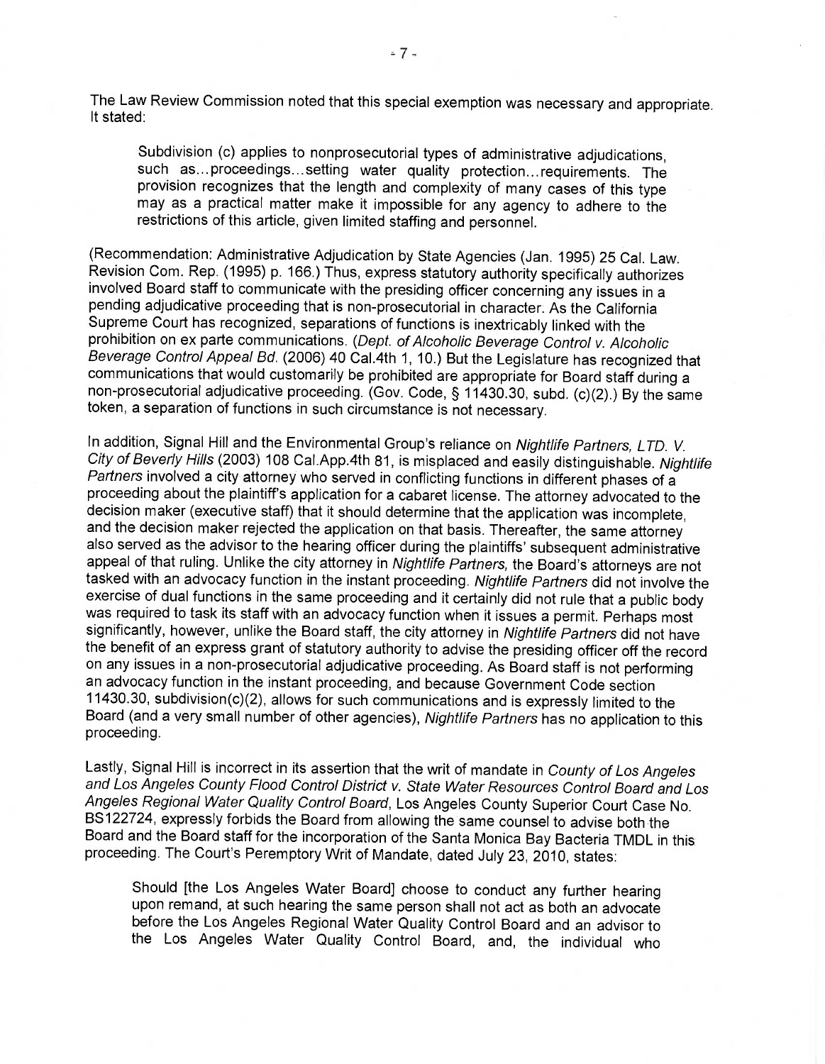The Law Review Commission noted that this special exemption was necessary and appropriate. It stated:

> Subdivision (c) applies to nonprosecutorial types of administrative adjudications, such as...proceedings...setting water quality protection...requirements. The provision recognizes that the length and complexity of many cases of this type may as a practical matter make it impossible for any agency to adhere to the restrictions of this article, given limited staffing and personnel.

(Recommendation: Administrative Adjudication by State Agencies (Jan. 1995) 25 Cal. Law. Revision Com. Rep. (1995) p. 166.) Thus, express statutory authority specifically authorizes involved Board staff to communicate with the presiding officer concerning any issues in a pending adjudicative proceeding that is non-prosecutorial in character. As the California Supreme Court has recognized, separations of functions is inextricably linked with the prohibition on ex parte communications. (*Dept. of Alcoholic Beverage Control v. Alcoholic Beverage Control Appeal Bd.* (2006) 40 Cal.4th 1, 10.) But the Legislature has recognized that communications that would customarily be prohibited are appropriate for Board staff during a non-prosecutorial adjudicative proceeding. (Gov. Code, § 11430.30, subd. (c)(2).) By the same token, a separation of functions in such circumstance is not necessary.

In addition, Signal Hill and the Environmental Group's reliance on *Nightlife Partners, LTD. V. City of Beverly Hills* (2003) 108 Cal.App.4th 81, is misplaced and easily distinguishable. *Nightlife Partners* involved a city attorney who served in conflicting functions in different phases of a proceeding about the plaintiff's application for a cabaret license. The attorney advocated to the decision maker (executive staff) that it should determine that the application was incomplete, and the decision maker rejected the application on that basis. Thereafter, the same attorney also served as the advisor to the hearing officer during the plaintiffs' subsequent administrative appeal of that ruling. Unlike the city attorney in *Nightlife Partners,* the Board's attorneys are not tasked with an advocacy function in the instant proceeding. *Nightlife Partners* did not involve the exercise of dual functions in the same proceeding and it certainly did not rule that a public body was required to task its staff with an advocacy function when it issues a permit. Perhaps most significantly, however, unlike the Board staff, the city attorney in *Nightlife Partners* did not have the benefit of an express grant of statutory authority to advise the presiding officer off the record on any issues in a non-prosecutorial adjudicative proceeding. As Board staff is not performing an advocacy function in the instant proceeding, and because Government Code section 11430.30, subdivision(c)(2), allows for such communications and is expressly limited to the Board (and a very small number of other agencies), *Nightlife Partners* has no application to this proceeding.

Lastly, Signal Hill is incorrect in its assertion that the writ of mandate in *County of Los Angeles and Los Angeles County Flood Control District v. State Water Resources Control Board and Los Angeles Regional Water Quality Control Board*, Los Angeles County Superior Court Case No. BS122724, expressly forbids the Board from allowing the same counsel to advise both the Board and the Board staff for the incorporation of the Santa Monica Bay Bacteria TMDL in this proceeding. The Court's Peremptory Writ of Mandate, dated July 23, 2010, states:

> Should [the Los Angeles Water Board] choose to conduct any further hearing upon remand, at such hearing the same person shall not act as both an advocate before the Los Angeles Regional Water Quality Control Board and an advisor to the Los Angeles Water Quality Control Board, and, the individual who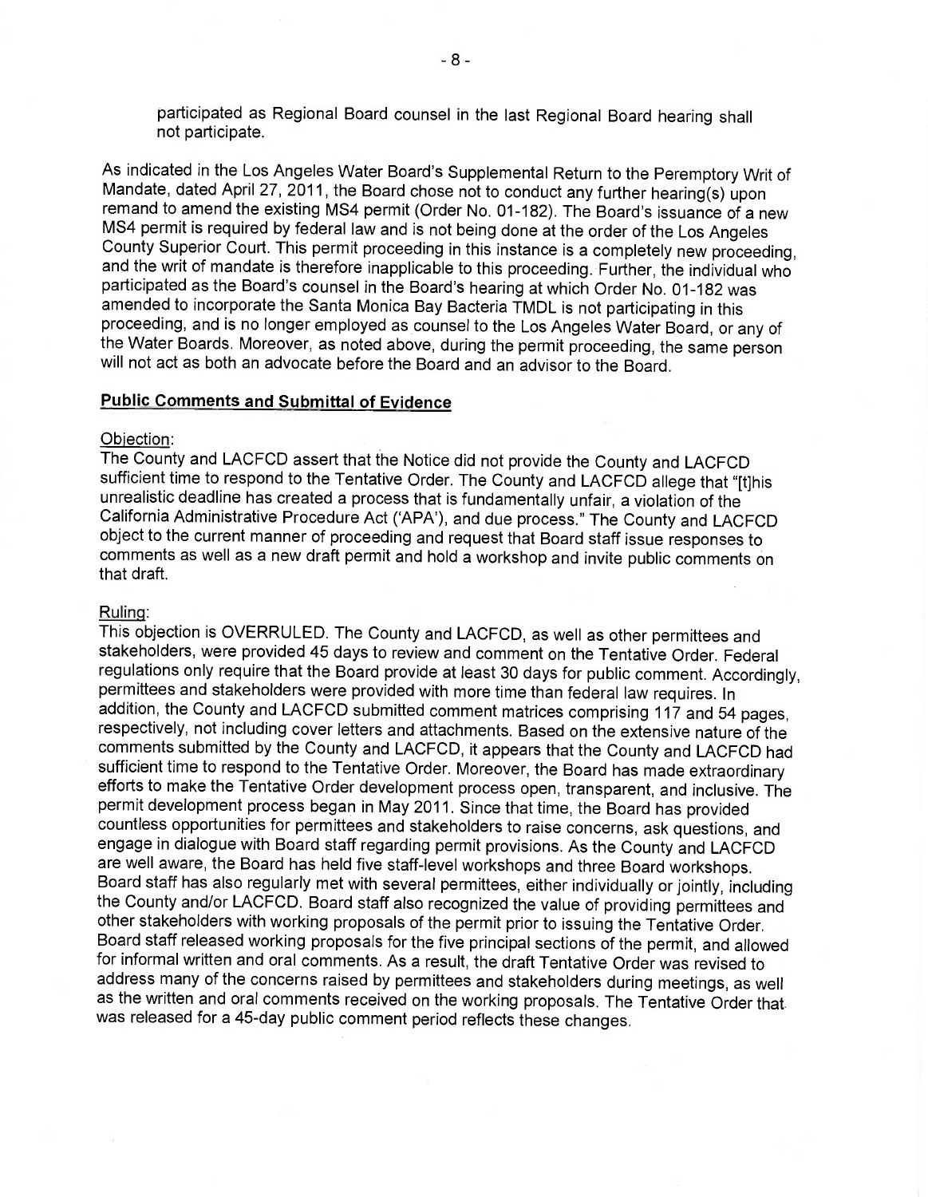participated as Regional Board counsel in the last Regional Board hearing shall not participate.

As indicated in the Los Angeles Water Board's Supplemental Return to the Peremptory Writ of Mandate, dated April 27, 2011, the Board chose not to conduct any further hearing(s) upon remand to amend the existing MS4 permit (Order No. 01-182). The Board's issuance of a new MS4 permit is required by federal law and is not being done at the order of the Los Angeles County Superior Court. This permit proceeding in this instance is a completely new proceeding, and the writ of mandate is therefore inapplicable to this proceeding. Further, the individual who participated as the Board's counsel in the Board's hearing at which Order No. 01-182 was amended to incorporate the Santa Monica Bay Bacteria TMDL is not participating in this proceeding, and is no longer employed as counsel to the Los Angeles Water Board, or any of the Water Boards. Moreover, as noted above, during the permit proceeding, the same person will not act as both an advocate before the Board and an advisor to the Board.

**Public Comments and Submittal of Evidence**

Objection:
The County and LACFCD assert that the Notice did not provide the County and LACFCD sufficient time to respond to the Tentative Order. The County and LACFCD allege that "[t]his unrealistic deadline has created a process that is fundamentally unfair, a violation of the California Administrative Procedure Act ('APA'), and due process." The County and LACFCD object to the current manner of proceeding and request that Board staff issue responses to comments as well as a new draft permit and hold a workshop and invite public comments on that draft.

Ruling:
This objection is OVERRULED. The County and LACFCD, as well as other permittees and stakeholders, were provided 45 days to review and comment on the Tentative Order. Federal regulations only require that the Board provide at least 30 days for public comment. Accordingly, permittees and stakeholders were provided with more time than federal law requires. In addition, the County and LACFCD submitted comment matrices comprising 117 and 54 pages, respectively, not including cover letters and attachments. Based on the extensive nature of the comments submitted by the County and LACFCD, it appears that the County and LACFCD had sufficient time to respond to the Tentative Order. Moreover, the Board has made extraordinary efforts to make the Tentative Order development process open, transparent, and inclusive. The permit development process began in May 2011. Since that time, the Board has provided countless opportunities for permittees and stakeholders to raise concerns, ask questions, and engage in dialogue with Board staff regarding permit provisions. As the County and LACFCD are well aware, the Board has held five staff-level workshops and three Board workshops. Board staff has also regularly met with several permittees, either individually or jointly, including the County and/or LACFCD. Board staff also recognized the value of providing permittees and other stakeholders with working proposals of the permit prior to issuing the Tentative Order. Board staff released working proposals for the five principal sections of the permit, and allowed for informal written and oral comments. As a result, the draft Tentative Order was revised to address many of the concerns raised by permittees and stakeholders during meetings, as well as the written and oral comments received on the working proposals. The Tentative Order that was released for a 45-day public comment period reflects these changes.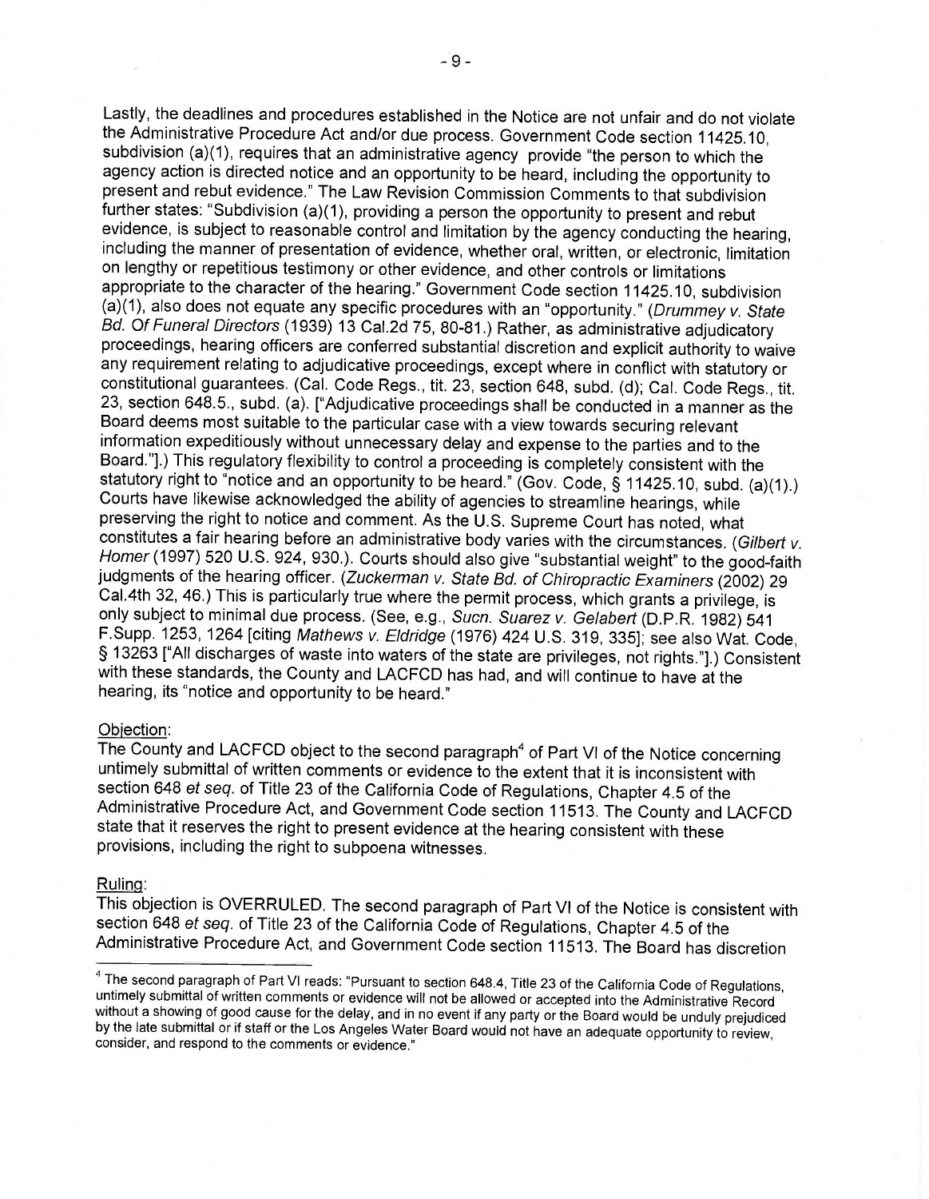Lastly, the deadlines and procedures established in the Notice are not unfair and do not violate the Administrative Procedure Act and/or due process. Government Code section 11425.10, subdivision (a)(1), requires that an administrative agency provide "the person to which the agency action is directed notice and an opportunity to be heard, including the opportunity to present and rebut evidence." The Law Revision Commission Comments to that subdivision further states: "Subdivision (a)(1), providing a person the opportunity to present and rebut evidence, is subject to reasonable control and limitation by the agency conducting the hearing, including the manner of presentation of evidence, whether oral, written, or electronic, limitation on lengthy or repetitious testimony or other evidence, and other controls or limitations appropriate to the character of the hearing." Government Code section 11425.10, subdivision (a)(1), also does not equate any specific procedures with an "opportunity." (*Drummey v. State Bd. Of Funeral Directors* (1939) 13 Cal.2d 75, 80-81.) Rather, as administrative adjudicatory proceedings, hearing officers are conferred substantial discretion and explicit authority to waive any requirement relating to adjudicative proceedings, except where in conflict with statutory or constitutional guarantees. (Cal. Code Regs., tit. 23, section 648, subd. (d); Cal. Code Regs., tit. 23, section 648.5., subd. (a). ["Adjudicative proceedings shall be conducted in a manner as the Board deems most suitable to the particular case with a view towards securing relevant information expeditiously without unnecessary delay and expense to the parties and to the Board."].) This regulatory flexibility to control a proceeding is completely consistent with the statutory right to "notice and an opportunity to be heard." (Gov. Code, § 11425.10, subd. (a)(1).) Courts have likewise acknowledged the ability of agencies to streamline hearings, while preserving the right to notice and comment. As the U.S. Supreme Court has noted, what constitutes a fair hearing before an administrative body varies with the circumstances. (*Gilbert v. Homer* (1997) 520 U.S. 924, 930.). Courts should also give "substantial weight" to the good-faith judgments of the hearing officer. (*Zuckerman v. State Bd. of Chiropractic Examiners* (2002) 29 Cal.4th 32, 46.) This is particularly true where the permit process, which grants a privilege, is only subject to minimal due process. (See, e.g., *Sucn. Suarez v. Gelabert* (D.P.R. 1982) 541 F.Supp. 1253, 1264 [citing *Mathews v. Eldridge* (1976) 424 U.S. 319, 335]; see also Wat. Code, § 13263 ["All discharges of waste into waters of the state are privileges, not rights."].) Consistent with these standards, the County and LACFCD has had, and will continue to have at the hearing, its "notice and opportunity to be heard."

Objection:

The County and LACFCD object to the second paragraph[4] of Part VI of the Notice concerning untimely submittal of written comments or evidence to the extent that it is inconsistent with section 648 *et seq.* of Title 23 of the California Code of Regulations, Chapter 4.5 of the Administrative Procedure Act, and Government Code section 11513. The County and LACFCD state that it reserves the right to present evidence at the hearing consistent with these provisions, including the right to subpoena witnesses.

Ruling:

This objection is OVERRULED. The second paragraph of Part VI of the Notice is consistent with section 648 *et seq.* of Title 23 of the California Code of Regulations, Chapter 4.5 of the Administrative Procedure Act, and Government Code section 11513. The Board has discretion

---

[4] The second paragraph of Part VI reads: "Pursuant to section 648.4, Title 23 of the California Code of Regulations, untimely submittal of written comments or evidence will not be allowed or accepted into the Administrative Record without a showing of good cause for the delay, and in no event if any party or the Board would be unduly prejudiced by the late submittal or if staff or the Los Angeles Water Board would not have an adequate opportunity to review, consider, and respond to the comments or evidence."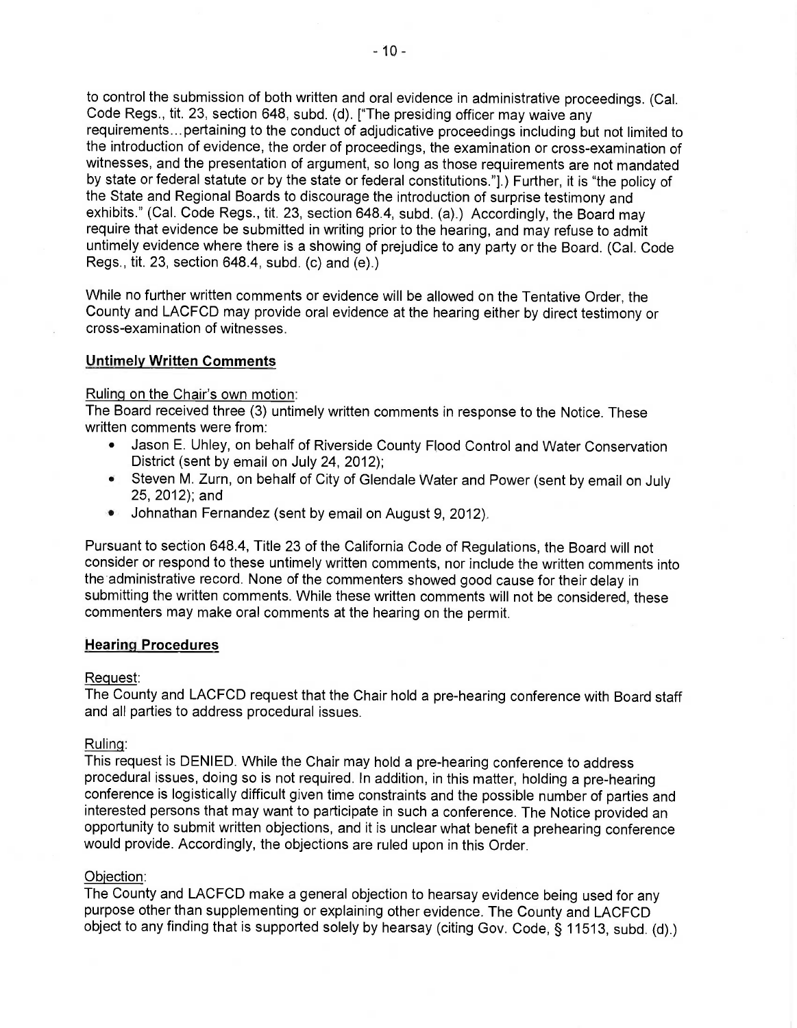to control the submission of both written and oral evidence in administrative proceedings. (Cal. Code Regs., tit. 23, section 648, subd. (d). ["The presiding officer may waive any requirements...pertaining to the conduct of adjudicative proceedings including but not limited to the introduction of evidence, the order of proceedings, the examination or cross-examination of witnesses, and the presentation of argument, so long as those requirements are not mandated by state or federal statute or by the state or federal constitutions."].) Further, it is "the policy of the State and Regional Boards to discourage the introduction of surprise testimony and exhibits." (Cal. Code Regs., tit. 23, section 648.4, subd. (a).) Accordingly, the Board may require that evidence be submitted in writing prior to the hearing, and may refuse to admit untimely evidence where there is a showing of prejudice to any party or the Board. (Cal. Code Regs., tit. 23, section 648.4, subd. (c) and (e).)

While no further written comments or evidence will be allowed on the Tentative Order, the County and LACFCD may provide oral evidence at the hearing either by direct testimony or cross-examination of witnesses.

**Untimely Written Comments**

Ruling on the Chair's own motion:
The Board received three (3) untimely written comments in response to the Notice. These written comments were from:

- Jason E. Uhley, on behalf of Riverside County Flood Control and Water Conservation District (sent by email on July 24, 2012);
- Steven M. Zurn, on behalf of City of Glendale Water and Power (sent by email on July 25, 2012); and
- Johnathan Fernandez (sent by email on August 9, 2012).

Pursuant to section 648.4, Title 23 of the California Code of Regulations, the Board will not consider or respond to these untimely written comments, nor include the written comments into the administrative record. None of the commenters showed good cause for their delay in submitting the written comments. While these written comments will not be considered, these commenters may make oral comments at the hearing on the permit.

**Hearing Procedures**

Request:
The County and LACFCD request that the Chair hold a pre-hearing conference with Board staff and all parties to address procedural issues.

Ruling:
This request is DENIED. While the Chair may hold a pre-hearing conference to address procedural issues, doing so is not required. In addition, in this matter, holding a pre-hearing conference is logistically difficult given time constraints and the possible number of parties and interested persons that may want to participate in such a conference. The Notice provided an opportunity to submit written objections, and it is unclear what benefit a prehearing conference would provide. Accordingly, the objections are ruled upon in this Order.

Objection:
The County and LACFCD make a general objection to hearsay evidence being used for any purpose other than supplementing or explaining other evidence. The County and LACFCD object to any finding that is supported solely by hearsay (citing Gov. Code, § 11513, subd. (d).)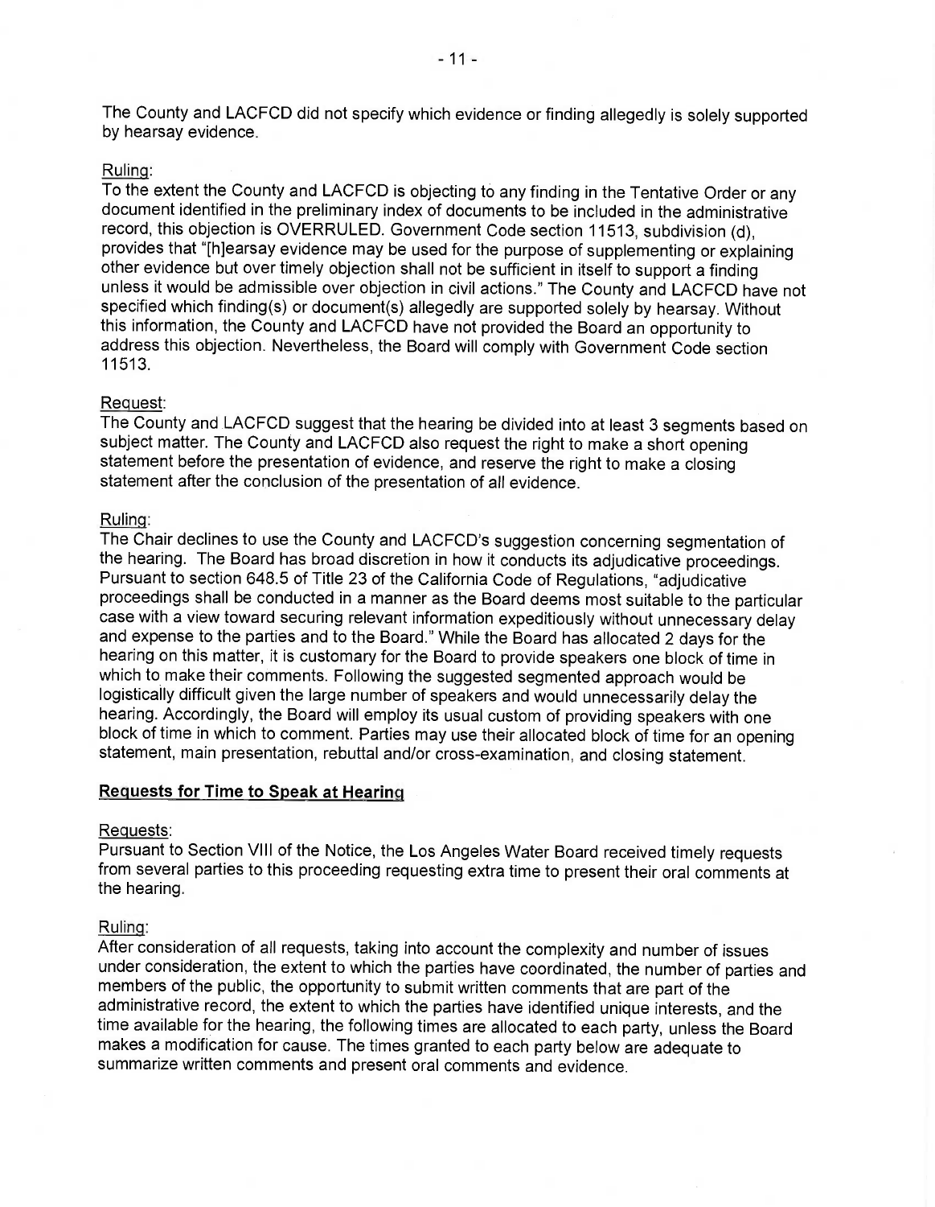The County and LACFCD did not specify which evidence or finding allegedly is solely supported by hearsay evidence.

Ruling:
To the extent the County and LACFCD is objecting to any finding in the Tentative Order or any document identified in the preliminary index of documents to be included in the administrative record, this objection is OVERRULED. Government Code section 11513, subdivision (d), provides that "[h]earsay evidence may be used for the purpose of supplementing or explaining other evidence but over timely objection shall not be sufficient in itself to support a finding unless it would be admissible over objection in civil actions." The County and LACFCD have not specified which finding(s) or document(s) allegedly are supported solely by hearsay. Without this information, the County and LACFCD have not provided the Board an opportunity to address this objection. Nevertheless, the Board will comply with Government Code section 11513.

Request:
The County and LACFCD suggest that the hearing be divided into at least 3 segments based on subject matter. The County and LACFCD also request the right to make a short opening statement before the presentation of evidence, and reserve the right to make a closing statement after the conclusion of the presentation of all evidence.

Ruling:
The Chair declines to use the County and LACFCD's suggestion concerning segmentation of the hearing. The Board has broad discretion in how it conducts its adjudicative proceedings. Pursuant to section 648.5 of Title 23 of the California Code of Regulations, "adjudicative proceedings shall be conducted in a manner as the Board deems most suitable to the particular case with a view toward securing relevant information expeditiously without unnecessary delay and expense to the parties and to the Board." While the Board has allocated 2 days for the hearing on this matter, it is customary for the Board to provide speakers one block of time in which to make their comments. Following the suggested segmented approach would be logistically difficult given the large number of speakers and would unnecessarily delay the hearing. Accordingly, the Board will employ its usual custom of providing speakers with one block of time in which to comment. Parties may use their allocated block of time for an opening statement, main presentation, rebuttal and/or cross-examination, and closing statement.

**Requests for Time to Speak at Hearing**

Requests:
Pursuant to Section VIII of the Notice, the Los Angeles Water Board received timely requests from several parties to this proceeding requesting extra time to present their oral comments at the hearing.

Ruling:
After consideration of all requests, taking into account the complexity and number of issues under consideration, the extent to which the parties have coordinated, the number of parties and members of the public, the opportunity to submit written comments that are part of the administrative record, the extent to which the parties have identified unique interests, and the time available for the hearing, the following times are allocated to each party, unless the Board makes a modification for cause. The times granted to each party below are adequate to summarize written comments and present oral comments and evidence.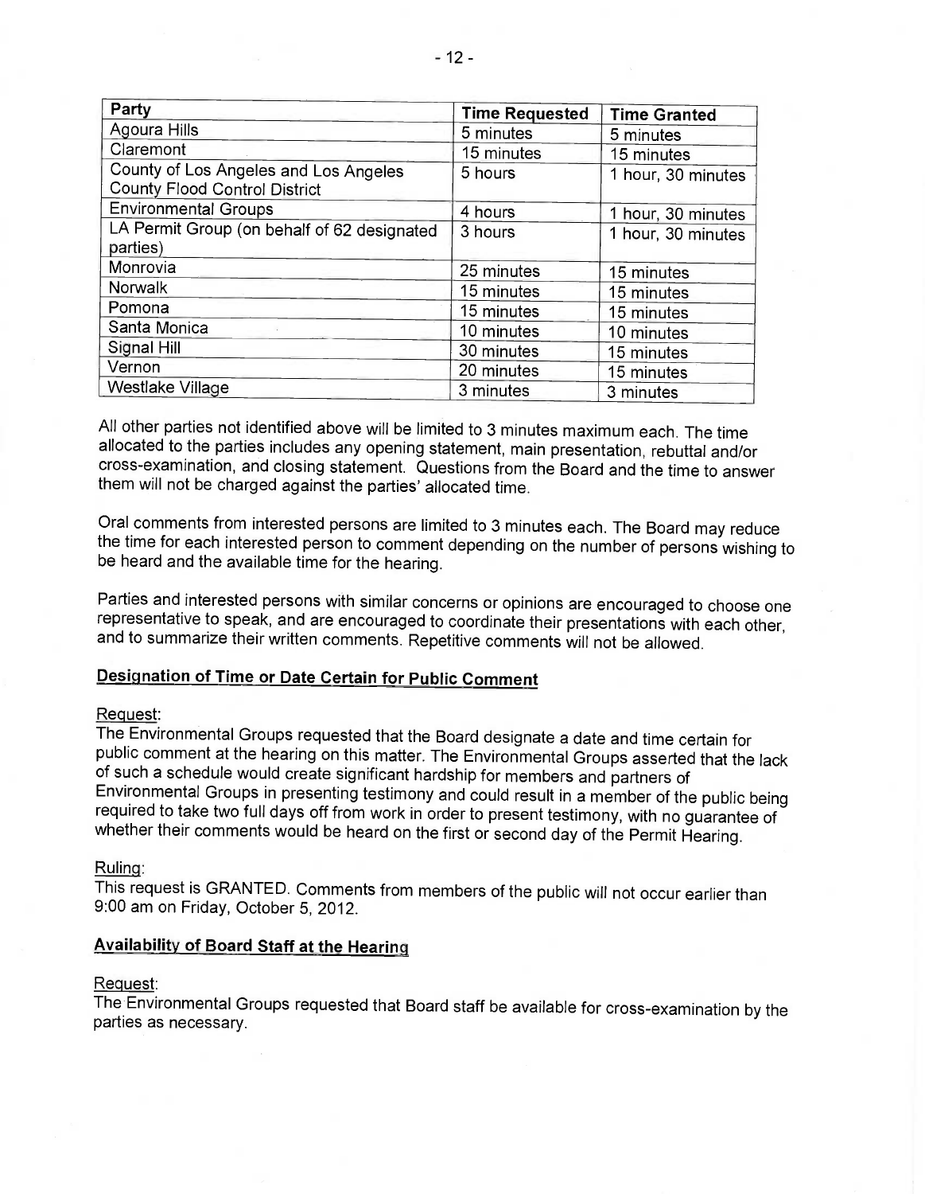| Party | Time Requested | Time Granted |
| --- | --- | --- |
| Agoura Hills | 5 minutes | 5 minutes |
| Claremont | 15 minutes | 15 minutes |
| County of Los Angeles and Los Angeles County Flood Control District | 5 hours | 1 hour, 30 minutes |
| Environmental Groups | 4 hours | 1 hour, 30 minutes |
| LA Permit Group (on behalf of 62 designated parties) | 3 hours | 1 hour, 30 minutes |
| Monrovia | 25 minutes | 15 minutes |
| Norwalk | 15 minutes | 15 minutes |
| Pomona | 15 minutes | 15 minutes |
| Santa Monica | 10 minutes | 10 minutes |
| Signal Hill | 30 minutes | 15 minutes |
| Vernon | 20 minutes | 15 minutes |
| Westlake Village | 3 minutes | 3 minutes |

All other parties not identified above will be limited to 3 minutes maximum each. The time allocated to the parties includes any opening statement, main presentation, rebuttal and/or cross-examination, and closing statement. Questions from the Board and the time to answer them will not be charged against the parties' allocated time.

Oral comments from interested persons are limited to 3 minutes each. The Board may reduce the time for each interested person to comment depending on the number of persons wishing to be heard and the available time for the hearing.

Parties and interested persons with similar concerns or opinions are encouraged to choose one representative to speak, and are encouraged to coordinate their presentations with each other, and to summarize their written comments. Repetitive comments will not be allowed.

## Designation of Time or Date Certain for Public Comment

Request:
The Environmental Groups requested that the Board designate a date and time certain for public comment at the hearing on this matter. The Environmental Groups asserted that the lack of such a schedule would create significant hardship for members and partners of Environmental Groups in presenting testimony and could result in a member of the public being required to take two full days off from work in order to present testimony, with no guarantee of whether their comments would be heard on the first or second day of the Permit Hearing.

Ruling:
This request is GRANTED. Comments from members of the public will not occur earlier than 9:00 am on Friday, October 5, 2012.

## Availability of Board Staff at the Hearing

Request:
The Environmental Groups requested that Board staff be available for cross-examination by the parties as necessary.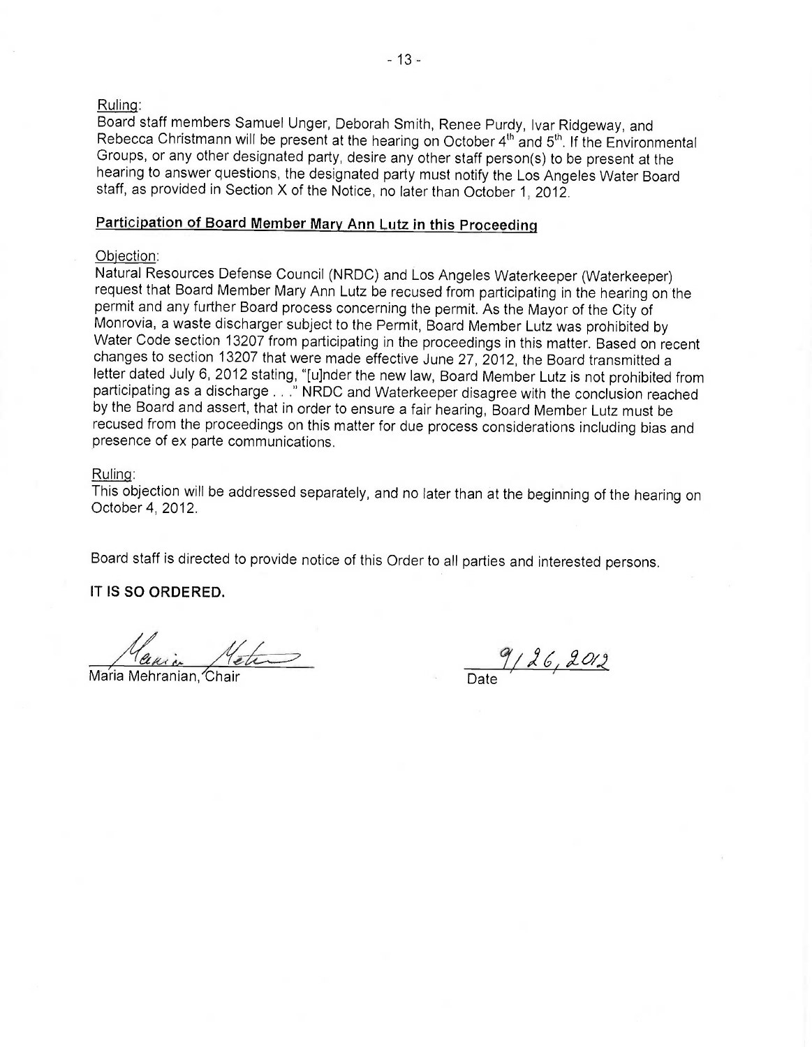Ruling:

Board staff members Samuel Unger, Deborah Smith, Renee Purdy, Ivar Ridgeway, and Rebecca Christmann will be present at the hearing on October 4th and 5th. If the Environmental Groups, or any other designated party, desire any other staff person(s) to be present at the hearing to answer questions, the designated party must notify the Los Angeles Water Board staff, as provided in Section X of the Notice, no later than October 1, 2012.

**Participation of Board Member Mary Ann Lutz in this Proceeding**

Objection:

Natural Resources Defense Council (NRDC) and Los Angeles Waterkeeper (Waterkeeper) request that Board Member Mary Ann Lutz be recused from participating in the hearing on the permit and any further Board process concerning the permit. As the Mayor of the City of Monrovia, a waste discharger subject to the Permit, Board Member Lutz was prohibited by Water Code section 13207 from participating in the proceedings in this matter. Based on recent changes to section 13207 that were made effective June 27, 2012, the Board transmitted a letter dated July 6, 2012 stating, "[u]nder the new law, Board Member Lutz is not prohibited from participating as a discharge . . ." NRDC and Waterkeeper disagree with the conclusion reached by the Board and assert, that in order to ensure a fair hearing, Board Member Lutz must be recused from the proceedings on this matter for due process considerations including bias and presence of ex parte communications.

Ruling:

This objection will be addressed separately, and no later than at the beginning of the hearing on October 4, 2012.

Board staff is directed to provide notice of this Order to all parties and interested persons.

**IT IS SO ORDERED.**

Maria Mehranian, Chair

9/26/2012
Date